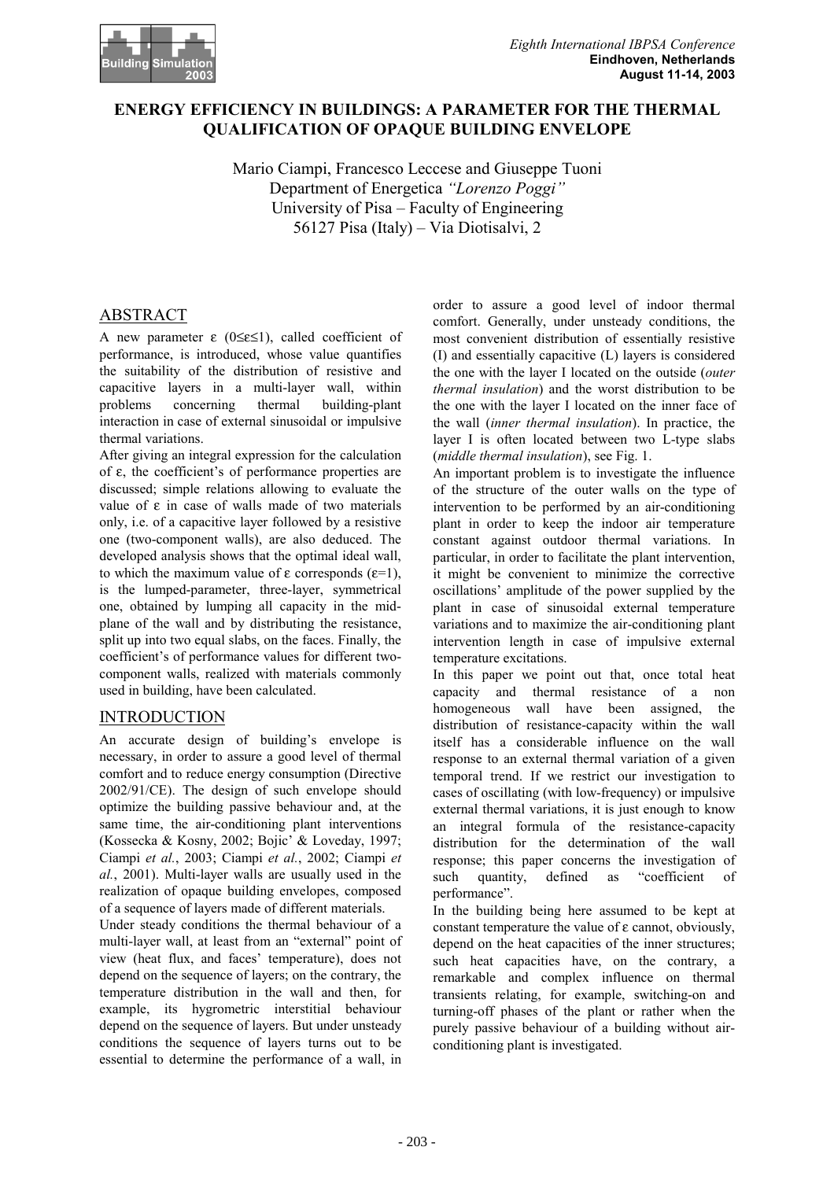# ENERGY EFFICIENCY IN BUILDINGS: A PARAMETER FOR THE THERMAL QUALIFICATION OF OPAQUE BUILDING ENVELOPE

Mario Ciampi, Francesco Leccese and Giuseppe Tuoni
Department of Energetica *"Lorenzo Poggi"*
University of Pisa – Faculty of Engineering
56127 Pisa (Italy) – Via Diotisalvi, 2

## ABSTRACT

A new parameter $\varepsilon$ ($0 \leq \varepsilon \leq 1$), called coefficient of performance, is introduced, whose value quantifies the suitability of the distribution of resistive and capacitive layers in a multi-layer wall, within problems concerning thermal building-plant interaction in case of external sinusoidal or impulsive thermal variations.

After giving an integral expression for the calculation of $\varepsilon$, the coefficient's of performance properties are discussed; simple relations allowing to evaluate the value of $\varepsilon$ in case of walls made of two materials only, i.e. of a capacitive layer followed by a resistive one (two-component walls), are also deduced. The developed analysis shows that the optimal ideal wall, to which the maximum value of $\varepsilon$ corresponds ($\varepsilon=1$), is the lumped-parameter, three-layer, symmetrical one, obtained by lumping all capacity in the mid-plane of the wall and by distributing the resistance, split up into two equal slabs, on the faces. Finally, the coefficient's of performance values for different two-component walls, realized with materials commonly used in building, have been calculated.

## INTRODUCTION

An accurate design of building's envelope is necessary, in order to assure a good level of thermal comfort and to reduce energy consumption (Directive 2002/91/CE). The design of such envelope should optimize the building passive behaviour and, at the same time, the air-conditioning plant interventions (Kossecka & Kosny, 2002; Bojic' & Loveday, 1997; Ciampi *et al.*, 2003; Ciampi *et al.*, 2002; Ciampi *et al.*, 2001). Multi-layer walls are usually used in the realization of opaque building envelopes, composed of a sequence of layers made of different materials.

Under steady conditions the thermal behaviour of a multi-layer wall, at least from an "external" point of view (heat flux, and faces' temperature), does not depend on the sequence of layers; on the contrary, the temperature distribution in the wall and then, for example, its hygrometric interstitial behaviour depend on the sequence of layers. But under unsteady conditions the sequence of layers turns out to be essential to determine the performance of a wall, in order to assure a good level of indoor thermal comfort. Generally, under unsteady conditions, the most convenient distribution of essentially resistive (I) and essentially capacitive (L) layers is considered the one with the layer I located on the outside (*outer thermal insulation*) and the worst distribution to be the one with the layer I located on the inner face of the wall (*inner thermal insulation*). In practice, the layer I is often located between two L-type slabs (*middle thermal insulation*), see Fig. 1.

An important problem is to investigate the influence of the structure of the outer walls on the type of intervention to be performed by an air-conditioning plant in order to keep the indoor air temperature constant against outdoor thermal variations. In particular, in order to facilitate the plant intervention, it might be convenient to minimize the corrective oscillations' amplitude of the power supplied by the plant in case of sinusoidal external temperature variations and to maximize the air-conditioning plant intervention length in case of impulsive external temperature excitations.

In this paper we point out that, once total heat capacity and thermal resistance of a non homogeneous wall have been assigned, the distribution of resistance-capacity within the wall itself has a considerable influence on the wall response to an external thermal variation of a given temporal trend. If we restrict our investigation to cases of oscillating (with low-frequency) or impulsive external thermal variations, it is just enough to know an integral formula of the resistance-capacity distribution for the determination of the wall response; this paper concerns the investigation of such quantity, defined as "coefficient of performance".

In the building being here assumed to be kept at constant temperature the value of $\varepsilon$ cannot, obviously, depend on the heat capacities of the inner structures; such heat capacities have, on the contrary, a remarkable and complex influence on thermal transients relating, for example, switching-on and turning-off phases of the plant or rather when the purely passive behaviour of a building without air-conditioning plant is investigated.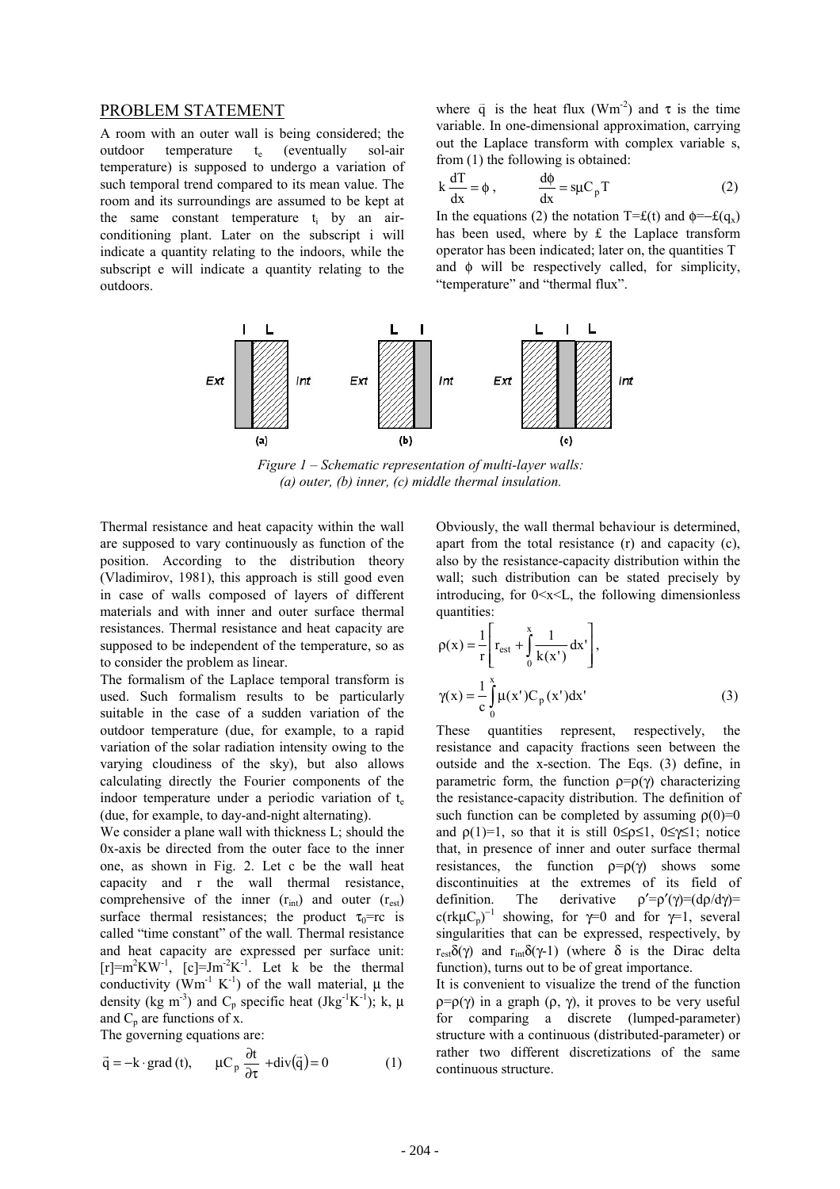## PROBLEM STATEMENT

A room with an outer wall is being considered; the outdoor temperature $t_e$ (eventually sol-air temperature) is supposed to undergo a variation of such temporal trend compared to its mean value. The room and its surroundings are assumed to be kept at the same constant temperature $t_i$ by an air-conditioning plant. Later on the subscript i will indicate a quantity relating to the indoors, while the subscript e will indicate a quantity relating to the outdoors.

*Figure 1 – Schematic representation of multi-layer walls: (a) outer, (b) inner, (c) middle thermal insulation.*

Thermal resistance and heat capacity within the wall are supposed to vary continuously as function of the position. According to the distribution theory (Vladimirov, 1981), this approach is still good even in case of walls composed of layers of different materials and with inner and outer surface thermal resistances. Thermal resistance and heat capacity are supposed to be independent of the temperature, so as to consider the problem as linear.

The formalism of the Laplace temporal transform is used. Such formalism results to be particularly suitable in the case of a sudden variation of the outdoor temperature (due, for example, to a rapid variation of the solar radiation intensity owing to the varying cloudiness of the sky), but also allows calculating directly the Fourier components of the indoor temperature under a periodic variation of $t_e$ (due, for example, to day-and-night alternating).

We consider a plane wall with thickness L; should the 0x-axis be directed from the outer face to the inner one, as shown in Fig. 2. Let c be the wall heat capacity and r the wall thermal resistance, comprehensive of the inner ($r_{int}$) and outer ($r_{est}$) surface thermal resistances; the product $\tau_0$=rc is called "time constant" of the wall. Thermal resistance and heat capacity are expressed per surface unit: $[r]=m^2KW^{-1}$, $[c]=Jm^{-2}K^{-1}$. Let k be the thermal conductivity ($Wm^{-1}K^{-1}$) of the wall material, μ the density ($kg\ m^{-3}$) and $C_p$ specific heat ($Jkg^{-1}K^{-1}$); k, μ and $C_p$ are functions of x.

The governing equations are:

$$\vec{q} = -k \cdot \text{grad}(t), \qquad \mu C_p \frac{\partial t}{\partial \tau} + \text{div}(\vec{q}) = 0 \qquad (1)$$

where $\vec{q}$ is the heat flux ($Wm^{-2}$) and τ is the time variable. In one-dimensional approximation, carrying out the Laplace transform with complex variable s, from (1) the following is obtained:

$$k\frac{dT}{dx} = \phi, \qquad \frac{d\phi}{dx} = s\mu C_p T \qquad (2)$$

In the equations (2) the notation T=£(t) and $\phi=-£(q_x)$ has been used, where by £ the Laplace transform operator has been indicated; later on, the quantities T and ϕ will be respectively called, for simplicity, "temperature" and "thermal flux".

Obviously, the wall thermal behaviour is determined, apart from the total resistance (r) and capacity (c), also by the resistance-capacity distribution within the wall; such distribution can be stated precisely by introducing, for 0<x<L, the following dimensionless quantities:

$$\rho(x) = \frac{1}{r}\left[r_{est} + \int_0^x \frac{1}{k(x')}dx'\right],$$

$$\gamma(x) = \frac{1}{c}\int_0^x \mu(x')C_p(x')dx' \qquad (3)$$

These quantities represent, respectively, the resistance and capacity fractions seen between the outside and the x-section. The Eqs. (3) define, in parametric form, the function ρ=ρ(γ) characterizing the resistance-capacity distribution. The definition of such function can be completed by assuming ρ(0)=0 and ρ(1)=1, so that it is still 0≤ρ≤1, 0≤γ≤1; notice that, in presence of inner and outer surface thermal resistances, the function ρ=ρ(γ) shows some discontinuities at the extremes of its field of definition. The derivative $\rho'=\rho'(\gamma)=(d\rho/d\gamma)=c(rk\mu C_p)^{-1}$ showing, for γ=0 and for γ=1, several singularities that can be expressed, respectively, by $r_{est}\delta(\gamma)$ and $r_{int}\delta(\gamma-1)$ (where δ is the Dirac delta function), turns out to be of great importance.

It is convenient to visualize the trend of the function ρ=ρ(γ) in a graph (ρ, γ), it proves to be very useful for comparing a discrete (lumped-parameter) structure with a continuous (distributed-parameter) or rather two different discretizations of the same continuous structure.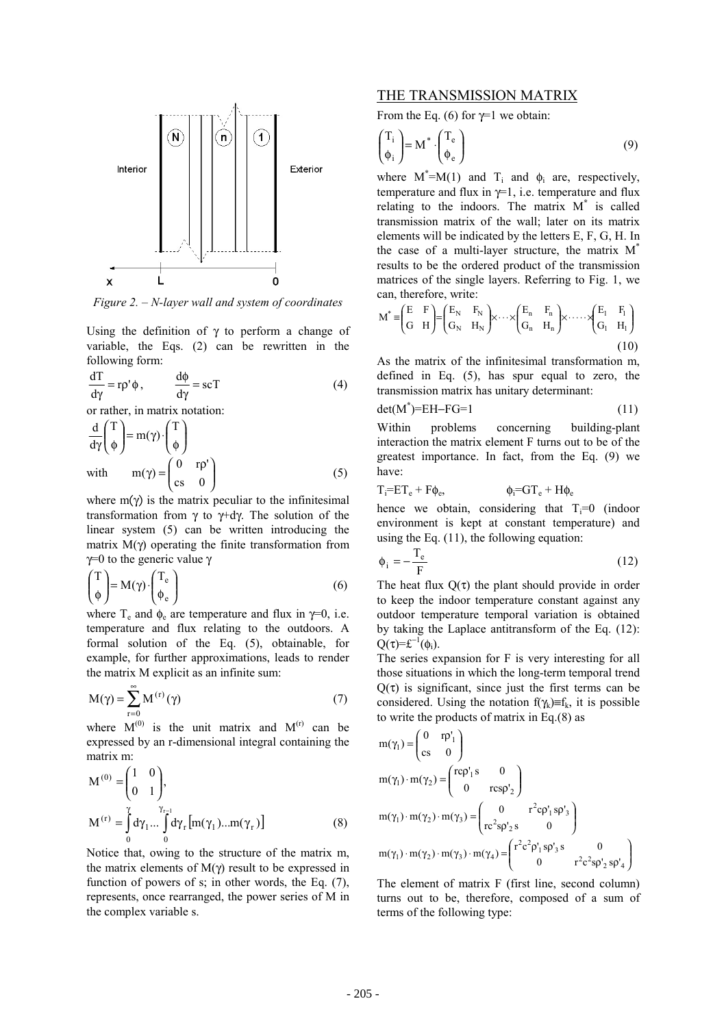*Figure 2. – N-layer wall and system of coordinates*

Using the definition of $\gamma$ to perform a change of variable, the Eqs. (2) can be rewritten in the following form:

$$\frac{dT}{d\gamma} = r\rho'\phi, \qquad \frac{d\phi}{d\gamma} = scT \tag{4}$$

or rather, in matrix notation:

$$\frac{d}{d\gamma}\begin{pmatrix} T \\ \phi \end{pmatrix} = m(\gamma)\cdot\begin{pmatrix} T \\ \phi \end{pmatrix}$$

$$\text{with} \qquad m(\gamma) = \begin{pmatrix} 0 & r\rho' \\ cs & 0 \end{pmatrix} \tag{5}$$

where $m(\gamma)$ is the matrix peculiar to the infinitesimal transformation from $\gamma$ to $\gamma$+d$\gamma$. The solution of the linear system (5) can be written introducing the matrix $M(\gamma)$ operating the finite transformation from $\gamma$=0 to the generic value $\gamma$

$$\begin{pmatrix} T \\ \phi \end{pmatrix} = M(\gamma)\cdot\begin{pmatrix} T_e \\ \phi_e \end{pmatrix} \tag{6}$$

where $T_e$ and $\phi_e$ are temperature and flux in $\gamma$=0, i.e. temperature and flux relating to the outdoors. A formal solution of the Eq. (5), obtainable, for example, for further approximations, leads to render the matrix M explicit as an infinite sum:

$$M(\gamma) = \sum_{r=0}^{\infty} M^{(r)}(\gamma) \tag{7}$$

where $M^{(0)}$ is the unit matrix and $M^{(r)}$ can be expressed by an r-dimensional integral containing the matrix m:

$$M^{(0)} = \begin{pmatrix} 1 & 0 \\ 0 & 1 \end{pmatrix},$$

$$M^{(r)} = \int_0^{\gamma} d\gamma_1 \ldots \int_0^{\gamma_{r-1}} d\gamma_r \left[m(\gamma_1)\ldots m(\gamma_r)\right] \tag{8}$$

Notice that, owing to the structure of the matrix m, the matrix elements of $M(\gamma)$ result to be expressed in function of powers of s; in other words, the Eq. (7), represents, once rearranged, the power series of M in the complex variable s.

## THE TRANSMISSION MATRIX

From the Eq. (6) for $\gamma$=1 we obtain:

$$\begin{pmatrix} T_i \\ \phi_i \end{pmatrix} = M^* \cdot \begin{pmatrix} T_e \\ \phi_e \end{pmatrix} \tag{9}$$

where $M^*$=M(1) and $T_i$ and $\phi_i$ are, respectively, temperature and flux in $\gamma$=1, i.e. temperature and flux relating to the indoors. The matrix $M^*$ is called transmission matrix of the wall; later on its matrix elements will be indicated by the letters E, F, G, H. In the case of a multi-layer structure, the matrix $M^*$ results to be the ordered product of the transmission matrices of the single layers. Referring to Fig. 1, we can, therefore, write:

$$M^* \equiv \begin{pmatrix} E & F \\ G & H \end{pmatrix} = \begin{pmatrix} E_N & F_N \\ G_N & H_N \end{pmatrix} \times \cdots \times \begin{pmatrix} E_n & F_n \\ G_n & H_n \end{pmatrix} \times \cdots \times \begin{pmatrix} E_1 & F_1 \\ G_1 & H_1 \end{pmatrix} \tag{10}$$

As the matrix of the infinitesimal transformation m, defined in Eq. (5), has spur equal to zero, the transmission matrix has unitary determinant:

$$\det(M^*) = EH - FG = 1 \tag{11}$$

Within problems concerning building-plant interaction the matrix element F turns out to be of the greatest importance. In fact, from the Eq. (9) we have:

$$T_i = ET_e + F\phi_e, \qquad \phi_i = GT_e + H\phi_e$$

hence we obtain, considering that $T_i$=0 (indoor environment is kept at constant temperature) and using the Eq. (11), the following equation:

$$\phi_i = -\frac{T_e}{F} \tag{12}$$

The heat flux $Q(\tau)$ the plant should provide in order to keep the indoor temperature constant against any outdoor temperature temporal variation is obtained by taking the Laplace antitransform of the Eq. (12): $Q(\tau)=\pounds^{-1}(\phi_i)$.

The series expansion for F is very interesting for all those situations in which the long-term temporal trend $Q(\tau)$ is significant, since just the first terms can be considered. Using the notation $f(\gamma_k) \equiv f_k$, it is possible to write the products of matrix in Eq.(8) as

$$m(\gamma_1) = \begin{pmatrix} 0 & r\rho'_1 \\ cs & 0 \end{pmatrix}$$

$$m(\gamma_1)\cdot m(\gamma_2) = \begin{pmatrix} rc\rho'_1 s & 0 \\ 0 & rcs\rho'_2 \end{pmatrix}$$

$$m(\gamma_1)\cdot m(\gamma_2)\cdot m(\gamma_3) = \begin{pmatrix} 0 & r^2c\rho'_1 s\rho'_3 \\ rc^2 s\rho'_2 s & 0 \end{pmatrix}$$

$$m(\gamma_1)\cdot m(\gamma_2)\cdot m(\gamma_3)\cdot m(\gamma_4) = \begin{pmatrix} r^2c^2\rho'_1 s\rho'_3 s & 0 \\ 0 & r^2c^2 s\rho'_2 s\rho'_4 \end{pmatrix}$$

The element of matrix F (first line, second column) turns out to be, therefore, composed of a sum of terms of the following type: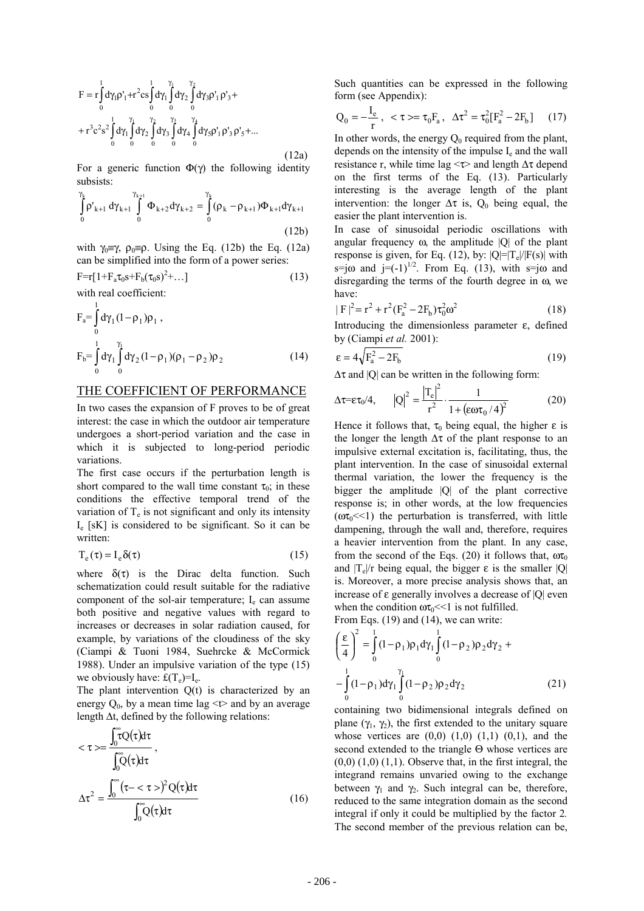$$F = r\int_0^1 d\gamma_1 \rho'_1 + r^2 cs\int_0^1 d\gamma_1 \int_0^{\gamma_1} d\gamma_2 \int_0^{\gamma_2} d\gamma_3 \rho'_1 \rho'_3 +$$
$$+ r^3 c^2 s^2 \int_0^1 d\gamma_1 \int_0^{\gamma_1} d\gamma_2 \int_0^{\gamma_2} d\gamma_3 \int_0^{\gamma_3} d\gamma_4 \int_0^{\gamma_4} d\gamma_5 \rho'_1 \rho'_3 \rho'_5 + ... \tag{12a}$$

For a generic function $\Phi(\gamma)$ the following identity subsists:

$$\int_0^{\gamma_k} \rho'_{k+1} \, d\gamma_{k+1} \int_0^{\gamma_{k+1}} \Phi_{k+2} d\gamma_{k+2} = \int_0^{\gamma_k} (\rho_k - \rho_{k+1}) \Phi_{k+1} d\gamma_{k+1} \tag{12b}$$

with $\gamma_0 \equiv \gamma$, $\rho_0 \equiv \rho$. Using the Eq. (12b) the Eq. (12a) can be simplified into the form of a power series:

$$F = r[1 + F_a \tau_0 s + F_b (\tau_0 s)^2 + \ldots] \tag{13}$$

with real coefficient:

$$F_a = \int_0^1 d\gamma_1 (1 - \rho_1) \rho_1 \,,$$

$$F_b = \int_0^1 d\gamma_1 \int_0^{\gamma_1} d\gamma_2 (1 - \rho_1)(\rho_1 - \rho_2) \rho_2 \tag{14}$$

## THE COEFFICIENT OF PERFORMANCE

In two cases the expansion of F proves to be of great interest: the case in which the outdoor air temperature undergoes a short-period variation and the case in which it is subjected to long-period periodic variations.

The first case occurs if the perturbation length is short compared to the wall time constant $\tau_0$; in these conditions the effective temporal trend of the variation of $T_e$ is not significant and only its intensity $I_e$ [sK] is considered to be significant. So it can be written:

$$T_e(\tau) = I_e \delta(\tau) \tag{15}$$

where $\delta(\tau)$ is the Dirac delta function. Such schematization could result suitable for the radiative component of the sol-air temperature; $I_e$ can assume both positive and negative values with regard to increases or decreases in solar radiation caused, for example, by variations of the cloudiness of the sky (Ciampi & Tuoni 1984, Suehrcke & McCormick 1988). Under an impulsive variation of the type (15) we obviously have: $\pounds(T_e) = I_e$.

The plant intervention Q(t) is characterized by an energy $Q_0$, by a mean time lag <t> and by an average length $\Delta t$, defined by the following relations:

$$<\tau> = \frac{\int_0^\infty \tau Q(\tau) d\tau}{\int_0^\infty Q(\tau) d\tau} \,,$$

$$\Delta\tau^2 = \frac{\int_0^\infty (\tau - <\tau>)^2 Q(\tau) d\tau}{\int_0^\infty Q(\tau) d\tau} \tag{16}$$

Such quantities can be expressed in the following form (see Appendix):

$$Q_0 = -\frac{I_e}{r} \,, \quad <\tau> = \tau_0 F_a \,, \quad \Delta\tau^2 = \tau_0^2 [F_a^2 - 2F_b] \tag{17}$$

In other words, the energy $Q_0$ required from the plant, depends on the intensity of the impulse $I_e$ and the wall resistance r, while time lag $<\tau>$ and length $\Delta\tau$ depend on the first terms of the Eq. (13). Particularly interesting is the average length of the plant intervention: the longer $\Delta\tau$ is, $Q_0$ being equal, the easier the plant intervention is.

In case of sinusoidal periodic oscillations with angular frequency $\omega$, the amplitude $|Q|$ of the plant response is given, for Eq. (12), by: $|Q| = |T_e|/|F(s)|$ with $s = j\omega$ and $j = (-1)^{1/2}$. From Eq. (13), with $s = j\omega$ and disregarding the terms of the fourth degree in $\omega$, we have:

$$|F|^2 = r^2 + r^2 (F_a^2 - 2F_b) \tau_0^2 \omega^2 \tag{18}$$

Introducing the dimensionless parameter $\varepsilon$, defined by (Ciampi *et al.* 2001):

$$\varepsilon = 4\sqrt{F_a^2 - 2F_b} \tag{19}$$

$\Delta\tau$ and $|Q|$ can be written in the following form:

$$\Delta\tau = \varepsilon\tau_0/4, \qquad |Q|^2 = \frac{|T_e|^2}{r^2} \cdot \frac{1}{1 + (\varepsilon\omega\tau_0/4)^2} \tag{20}$$

Hence it follows that, $\tau_0$ being equal, the higher $\varepsilon$ is the longer the length $\Delta\tau$ of the plant response to an impulsive external excitation is, facilitating, thus, the plant intervention. In the case of sinusoidal external thermal variation, the lower the frequency is the bigger the amplitude $|Q|$ of the plant corrective response is; in other words, at the low frequencies ($\omega\tau_0 << 1$) the perturbation is transferred, with little dampening, through the wall and, therefore, requires a heavier intervention from the plant. In any case, from the second of the Eqs. (20) it follows that, $\omega\tau_0$ and $|T_e|/r$ being equal, the bigger $\varepsilon$ is the smaller $|Q|$ is. Moreover, a more precise analysis shows that, an increase of $\varepsilon$ generally involves a decrease of $|Q|$ even when the condition $\omega\tau_0 << 1$ is not fulfilled.

From Eqs. (19) and (14), we can write:

$$\left(\frac{\varepsilon}{4}\right)^2 = \int_0^1 (1 - \rho_1) \rho_1 d\gamma_1 \int_0^1 (1 - \rho_2) \rho_2 d\gamma_2 +$$
$$- \int_0^1 (1 - \rho_1) d\gamma_1 \int_0^{\gamma_1} (1 - \rho_2) \rho_2 d\gamma_2 \tag{21}$$

containing two bidimensional integrals defined on plane ($\gamma_1$, $\gamma_2$), the first extended to the unitary square whose vertices are (0,0) (1,0) (1,1) (0,1), and the second extended to the triangle $\Theta$ whose vertices are (0,0) (1,0) (1,1). Observe that, in the first integral, the integrand remains unvaried owing to the exchange between $\gamma_1$ and $\gamma_2$. Such integral can be, therefore, reduced to the same integration domain as the second integral if only it could be multiplied by the factor 2. The second member of the previous relation can be,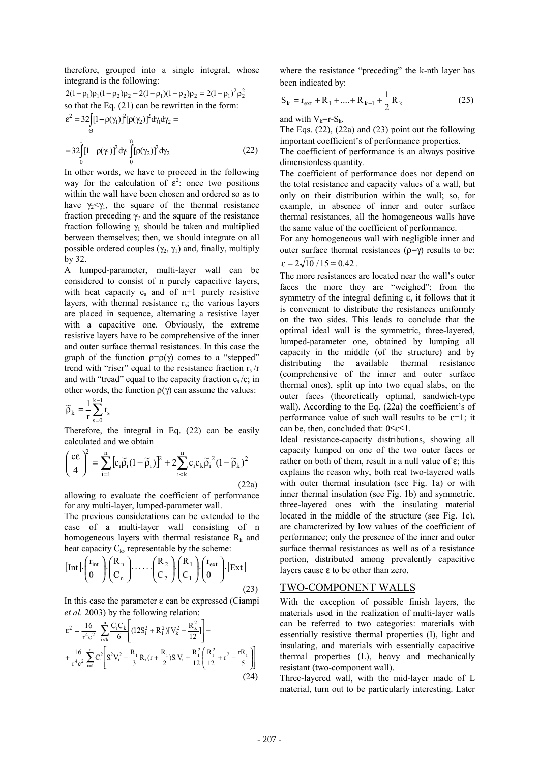therefore, grouped into a single integral, whose integrand is the following:

$$2(1-\rho_1)\rho_1(1-\rho_2)\rho_2 - 2(1-\rho_1)(1-\rho_2)\rho_2 = 2(1-\rho_1)^2\rho_2^2$$

so that the Eq. (21) can be rewritten in the form:

$$\varepsilon^2 = 32\int_{\Theta}[1-\rho(\gamma_1)]^2[\rho(\gamma_2)]^2 d\gamma_1 d\gamma_2 =$$

$$= 32\int_0^1[1-\rho(\gamma_1)]^2 d\gamma_1 \int_0^{\gamma_1}[\rho(\gamma_2)]^2 d\gamma_2 \tag{22}$$

In other words, we have to proceed in the following way for the calculation of $\varepsilon^2$: once two positions within the wall have been chosen and ordered so as to have $\gamma_2<\gamma_1$, the square of the thermal resistance fraction preceding $\gamma_2$ and the square of the resistance fraction following $\gamma_1$ should be taken and multiplied between themselves; then, we should integrate on all possible ordered couples ($\gamma_2$, $\gamma_1$) and, finally, multiply by 32.

A lumped-parameter, multi-layer wall can be considered to consist of n purely capacitive layers, with heat capacity $c_s$ and of n+1 purely resistive layers, with thermal resistance $r_s$; the various layers are placed in sequence, alternating a resistive layer with a capacitive one. Obviously, the extreme resistive layers have to be comprehensive of the inner and outer surface thermal resistances. In this case the graph of the function $\rho=\rho(\gamma)$ comes to a "stepped" trend with "riser" equal to the resistance fraction $r_s/r$ and with "tread" equal to the capacity fraction $c_s/c$; in other words, the function $\rho(\gamma)$ can assume the values:

$$\widetilde{\rho}_k = \frac{1}{r}\sum_{s=0}^{k-1} r_s$$

Therefore, the integral in Eq. (22) can be easily calculated and we obtain

$$\left(\frac{c\varepsilon}{4}\right)^2 = \sum_{i=1}^{n}\left[c_i\widetilde{\rho}_i(1-\widetilde{\rho}_i)\right]^2 + 2\sum_{i<k}^{n} c_i c_k \widetilde{\rho}_i^{\,2}(1-\widetilde{\rho}_k)^2 \tag{22a}$$

allowing to evaluate the coefficient of performance for any multi-layer, lumped-parameter wall.

The previous considerations can be extended to the case of a multi-layer wall consisting of n homogeneous layers with thermal resistance $R_k$ and heat capacity $C_k$, representable by the scheme:

$$[\mathrm{Int}]\cdot\begin{pmatrix} r_{int} \\ 0 \end{pmatrix}\cdot\begin{pmatrix} R_n \\ C_n \end{pmatrix}\cdot\ldots\cdot\begin{pmatrix} R_2 \\ C_2 \end{pmatrix}\cdot\begin{pmatrix} R_1 \\ C_1 \end{pmatrix}\cdot\begin{pmatrix} r_{ext} \\ 0 \end{pmatrix}\cdot[\mathrm{Ext}] \tag{23}$$

In this case the parameter $\varepsilon$ can be expressed (Ciampi *et al.* 2003) by the following relation:

$$\varepsilon^2 = \frac{16}{r^4c^2}\sum_{i<k}^{n}\frac{C_iC_k}{6}\left[(12S_i^2+R_i^2)[V_k^2+\frac{R_k^2}{12}]\right]+$$

$$+\frac{16}{r^4c^2}\sum_{i=1}^{n}C_i^2\left[S_i^2V_i^2-\frac{R_i}{3}R_i(r+\frac{R_i}{2})S_iV_i+\frac{R_i^2}{12}\left(\frac{R_i^2}{12}+r^2-\frac{rR_i}{5}\right)\right] \tag{24}$$

where the resistance "preceding" the k-nth layer has been indicated by:

$$S_k = r_{ext} + R_1 + \ldots + R_{k-1} + \frac{1}{2}R_k \tag{25}$$

and with $V_k$=r-$S_k$.

The Eqs. (22), (22a) and (23) point out the following important coefficient's of performance properties.

The coefficient of performance is an always positive dimensionless quantity.

The coefficient of performance does not depend on the total resistance and capacity values of a wall, but only on their distribution within the wall; so, for example, in absence of inner and outer surface thermal resistances, all the homogeneous walls have the same value of the coefficient of performance.

For any homogeneous wall with negligible inner and outer surface thermal resistances ($\rho=\gamma$) results to be: $\varepsilon = 2\sqrt{10}/15 \cong 0.42$.

The more resistances are located near the wall's outer faces the more they are "weighed"; from the symmetry of the integral defining $\varepsilon$, it follows that it is convenient to distribute the resistances uniformly on the two sides. This leads to conclude that the optimal ideal wall is the symmetric, three-layered, lumped-parameter one, obtained by lumping all capacity in the middle (of the structure) and by distributing the available thermal resistance (comprehensive of the inner and outer surface thermal ones), split up into two equal slabs, on the outer faces (theoretically optimal, sandwich-type wall). According to the Eq. (22a) the coefficient's of performance value of such wall results to be $\varepsilon$=1; it can be, then, concluded that: $0\leq\varepsilon\leq1$.

Ideal resistance-capacity distributions, showing all capacity lumped on one of the two outer faces or rather on both of them, result in a null value of $\varepsilon$; this explains the reason why, both real two-layered walls with outer thermal insulation (see Fig. 1a) or with inner thermal insulation (see Fig. 1b) and symmetric, three-layered ones with the insulating material located in the middle of the structure (see Fig. 1c), are characterized by low values of the coefficient of performance; only the presence of the inner and outer surface thermal resistances as well as of a resistance portion, distributed among prevalently capacitive layers cause $\varepsilon$ to be other than zero.

## TWO-COMPONENT WALLS

With the exception of possible finish layers, the materials used in the realization of multi-layer walls can be referred to two categories: materials with essentially resistive thermal properties (I), light and insulating, and materials with essentially capacitive thermal properties (L), heavy and mechanically resistant (two-component wall).

Three-layered wall, with the mid-layer made of L material, turn out to be particularly interesting. Later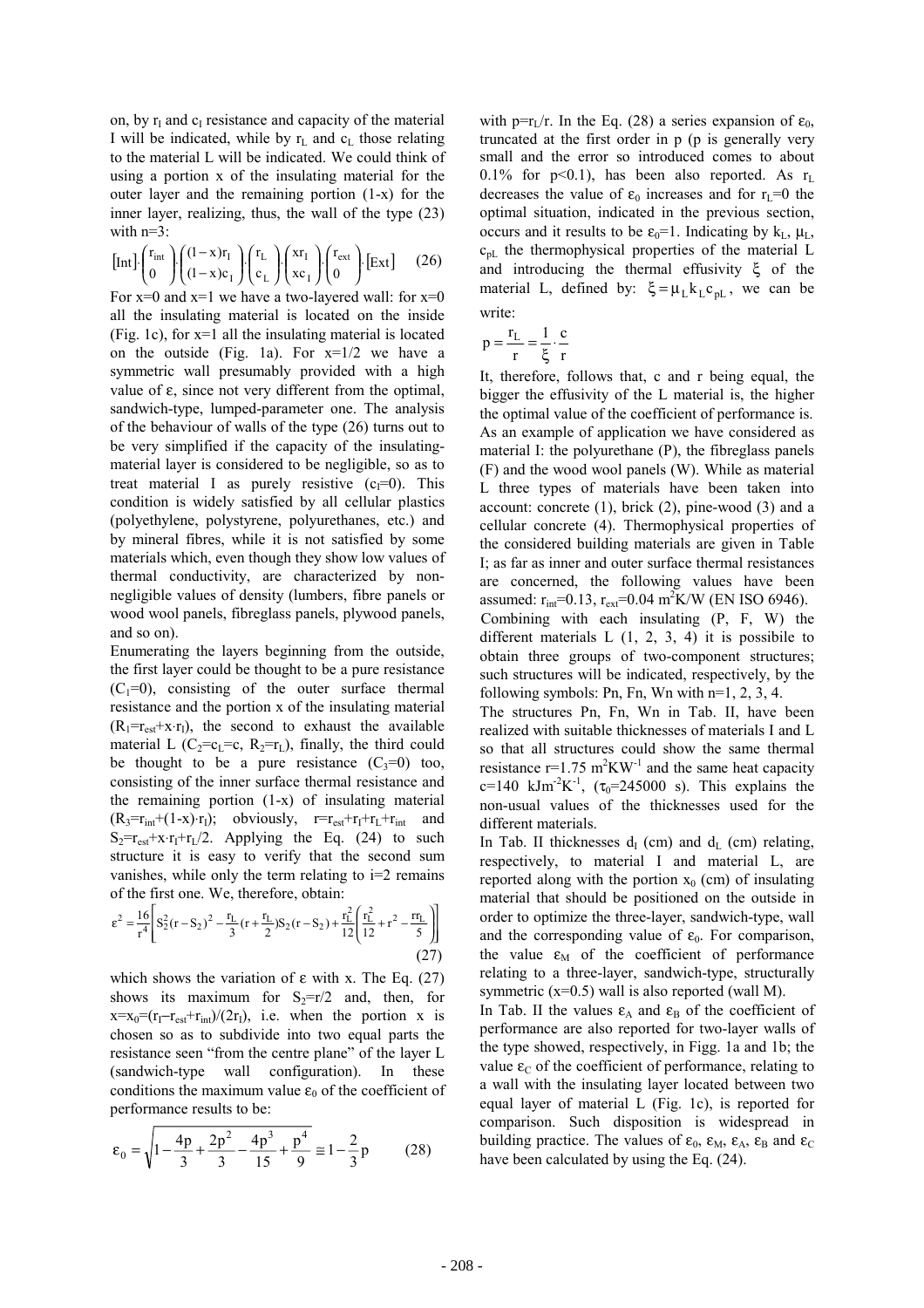on, by $r_I$ and $c_I$ resistance and capacity of the material I will be indicated, while by $r_L$ and $c_L$ those relating to the material L will be indicated. We could think of using a portion x of the insulating material for the outer layer and the remaining portion (1-x) for the inner layer, realizing, thus, the wall of the type (23) with n=3:

$$[\mathrm{Int}]\cdot\begin{pmatrix} r_{int} \\ 0 \end{pmatrix}\cdot\begin{pmatrix} (1-x)r_I \\ (1-x)c_I \end{pmatrix}\cdot\begin{pmatrix} r_L \\ c_L \end{pmatrix}\cdot\begin{pmatrix} xr_I \\ xc_I \end{pmatrix}\cdot\begin{pmatrix} r_{ext} \\ 0 \end{pmatrix}\cdot[\mathrm{Ext}] \qquad (26)$$

For x=0 and x=1 we have a two-layered wall: for x=0 all the insulating material is located on the inside (Fig. 1c), for x=1 all the insulating material is located on the outside (Fig. 1a). For x=1/2 we have a symmetric wall presumably provided with a high value of ε, since not very different from the optimal, sandwich-type, lumped-parameter one. The analysis of the behaviour of walls of the type (26) turns out to be very simplified if the capacity of the insulating-material layer is considered to be negligible, so as to treat material I as purely resistive ($c_I$=0). This condition is widely satisfied by all cellular plastics (polyethylene, polystyrene, polyurethanes, etc.) and by mineral fibres, while it is not satisfied by some materials which, even though they show low values of thermal conductivity, are characterized by non-negligible values of density (lumbers, fibre panels or wood wool panels, fibreglass panels, plywood panels, and so on).

Enumerating the layers beginning from the outside, the first layer could be thought to be a pure resistance ($C_1$=0), consisting of the outer surface thermal resistance and the portion x of the insulating material ($R_1=r_{est}+x\cdot r_I$), the second to exhaust the available material L ($C_2=c_L=c$, $R_2=r_L$), finally, the third could be thought to be a pure resistance ($C_3$=0) too, consisting of the inner surface thermal resistance and the remaining portion (1-x) of insulating material ($R_3=r_{int}+(1-x)\cdot r_I$); obviously, $r=r_{est}+r_I+r_L+r_{int}$ and $S_2=r_{est}+x\cdot r_I+r_L/2$. Applying the Eq. (24) to such structure it is easy to verify that the second sum vanishes, while only the term relating to i=2 remains of the first one. We, therefore, obtain:

$$\varepsilon^2 = \frac{16}{r^4}\left[S_2^2(r-S_2)^2 - \frac{r_L}{3}\left(r+\frac{r_L}{2}\right)S_2(r-S_2) + \frac{r_L^2}{12}\left(\frac{r_L^2}{12}+r^2-\frac{rr_L}{5}\right)\right] \qquad (27)$$

which shows the variation of ε with x. The Eq. (27) shows its maximum for $S_2=r/2$ and, then, for $x=x_0=(r_I-r_{est}+r_{int})/(2r_I)$, i.e. when the portion x is chosen so as to subdivide into two equal parts the resistance seen "from the centre plane" of the layer L (sandwich-type wall configuration). In these conditions the maximum value $\varepsilon_0$ of the coefficient of performance results to be:

$$\varepsilon_0 = \sqrt{1-\frac{4p}{3}+\frac{2p^2}{3}-\frac{4p^3}{15}+\frac{p^4}{9}} \cong 1-\frac{2}{3}p \qquad (28)$$

with $p=r_L/r$. In the Eq. (28) a series expansion of $\varepsilon_0$, truncated at the first order in p (p is generally very small and the error so introduced comes to about 0.1% for p<0.1), has been also reported. As $r_L$ decreases the value of $\varepsilon_0$ increases and for $r_L$=0 the optimal situation, indicated in the previous section, occurs and it results to be $\varepsilon_0$=1. Indicating by $k_L$, $\mu_L$, $c_{pL}$ the thermophysical properties of the material L and introducing the thermal effusivity ξ of the material L, defined by: $\xi=\mu_L k_L c_{pL}$, we can be write:

$$p=\frac{r_L}{r}=\frac{1}{\xi}\cdot\frac{c}{r}$$

It, therefore, follows that, c and r being equal, the bigger the effusivity of the L material is, the higher the optimal value of the coefficient of performance is. As an example of application we have considered as material I: the polyurethane (P), the fibreglass panels (F) and the wood wool panels (W). While as material L three types of materials have been taken into account: concrete (1), brick (2), pine-wood (3) and a cellular concrete (4). Thermophysical properties of the considered building materials are given in Table I; as far as inner and outer surface thermal resistances are concerned, the following values have been assumed: $r_{int}$=0.13, $r_{ext}$=0.04 $m^2K/W$ (EN ISO 6946).

Combining with each insulating (P, F, W) the different materials L (1, 2, 3, 4) it is possibile to obtain three groups of two-component structures; such structures will be indicated, respectively, by the following symbols: Pn, Fn, Wn with n=1, 2, 3, 4.

The structures Pn, Fn, Wn in Tab. II, have been realized with suitable thicknesses of materials I and L so that all structures could show the same thermal resistance r=1.75 $m^2KW^{-1}$ and the same heat capacity c=140 $kJm^{-2}K^{-1}$, ($\tau_0$=245000 s). This explains the non-usual values of the thicknesses used for the different materials.

In Tab. II thicknesses $d_I$ (cm) and $d_L$ (cm) relating, respectively, to material I and material L, are reported along with the portion $x_0$ (cm) of insulating material that should be positioned on the outside in order to optimize the three-layer, sandwich-type, wall and the corresponding value of $\varepsilon_0$. For comparison, the value $\varepsilon_M$ of the coefficient of performance relating to a three-layer, sandwich-type, structurally symmetric (x=0.5) wall is also reported (wall M).

In Tab. II the values $\varepsilon_A$ and $\varepsilon_B$ of the coefficient of performance are also reported for two-layer walls of the type showed, respectively, in Figg. 1a and 1b; the value $\varepsilon_C$ of the coefficient of performance, relating to a wall with the insulating layer located between two equal layer of material L (Fig. 1c), is reported for comparison. Such disposition is widespread in building practice. The values of $\varepsilon_0$, $\varepsilon_M$, $\varepsilon_A$, $\varepsilon_B$ and $\varepsilon_C$ have been calculated by using the Eq. (24).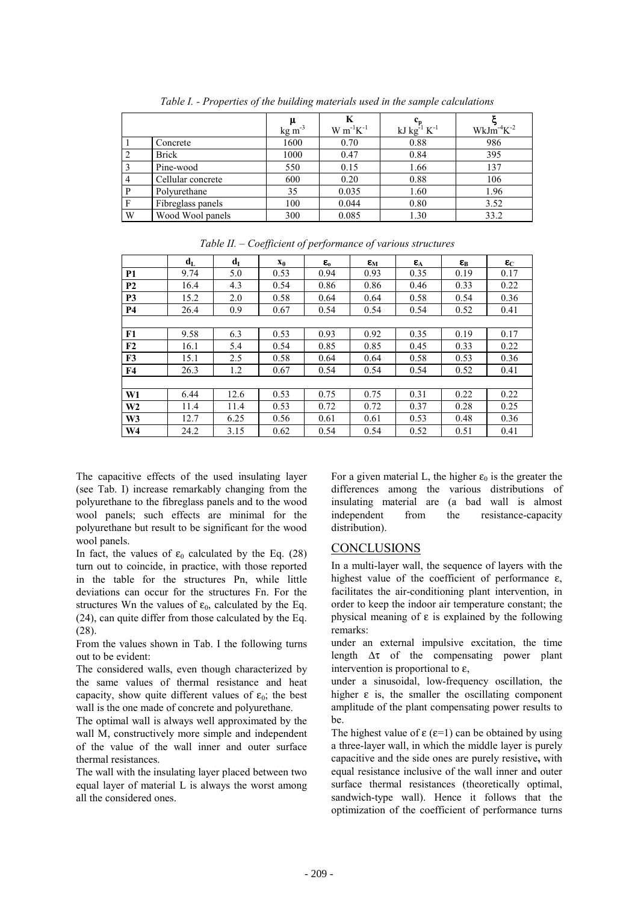*Table I. - Properties of the building materials used in the sample calculations*

| | | $\mu$ $kg\ m^{-3}$ | K $W\ m^{-1}K^{-1}$ | $c_p$ $kJ\ kg^{-1}\ K^{-1}$ | $\xi$ $WkJm^{-4}K^{-2}$ |
|---|---|---|---|---|---|
| 1 | Concrete | 1600 | 0.70 | 0.88 | 986 |
| 2 | Brick | 1000 | 0.47 | 0.84 | 395 |
| 3 | Pine-wood | 550 | 0.15 | 1.66 | 137 |
| 4 | Cellular concrete | 600 | 0.20 | 0.88 | 106 |
| P | Polyurethane | 35 | 0.035 | 1.60 | 1.96 |
| F | Fibreglass panels | 100 | 0.044 | 0.80 | 3.52 |
| W | Wood Wool panels | 300 | 0.085 | 1.30 | 33.2 |

*Table II. – Coefficient of performance of various structures*

| | $d_L$ | $d_I$ | $x_0$ | $\varepsilon_o$ | $\varepsilon_M$ | $\varepsilon_A$ | $\varepsilon_B$ | $\varepsilon_C$ |
|---|---|---|---|---|---|---|---|---|
| **P1** | 9.74 | 5.0 | 0.53 | 0.94 | 0.93 | 0.35 | 0.19 | 0.17 |
| **P2** | 16.4 | 4.3 | 0.54 | 0.86 | 0.86 | 0.46 | 0.33 | 0.22 |
| **P3** | 15.2 | 2.0 | 0.58 | 0.64 | 0.64 | 0.58 | 0.54 | 0.36 |
| **P4** | 26.4 | 0.9 | 0.67 | 0.54 | 0.54 | 0.54 | 0.52 | 0.41 |
| | | | | | | | | |
| **F1** | 9.58 | 6.3 | 0.53 | 0.93 | 0.92 | 0.35 | 0.19 | 0.17 |
| **F2** | 16.1 | 5.4 | 0.54 | 0.85 | 0.85 | 0.45 | 0.33 | 0.22 |
| **F3** | 15.1 | 2.5 | 0.58 | 0.64 | 0.64 | 0.58 | 0.53 | 0.36 |
| **F4** | 26.3 | 1.2 | 0.67 | 0.54 | 0.54 | 0.54 | 0.52 | 0.41 |
| | | | | | | | | |
| **W1** | 6.44 | 12.6 | 0.53 | 0.75 | 0.75 | 0.31 | 0.22 | 0.22 |
| **W2** | 11.4 | 11.4 | 0.53 | 0.72 | 0.72 | 0.37 | 0.28 | 0.25 |
| **W3** | 12.7 | 6.25 | 0.56 | 0.61 | 0.61 | 0.53 | 0.48 | 0.36 |
| **W4** | 24.2 | 3.15 | 0.62 | 0.54 | 0.54 | 0.52 | 0.51 | 0.41 |

The capacitive effects of the used insulating layer (see Tab. I) increase remarkably changing from the polyurethane to the fibreglass panels and to the wood wool panels; such effects are minimal for the polyurethane but result to be significant for the wood wool panels.

In fact, the values of $\varepsilon_0$ calculated by the Eq. (28) turn out to coincide, in practice, with those reported in the table for the structures Pn, while little deviations can occur for the structures Fn. For the structures Wn the values of $\varepsilon_0$, calculated by the Eq. (24), can quite differ from those calculated by the Eq. (28).

From the values shown in Tab. I the following turns out to be evident:

The considered walls, even though characterized by the same values of thermal resistance and heat capacity, show quite different values of $\varepsilon_0$; the best wall is the one made of concrete and polyurethane.

The optimal wall is always well approximated by the wall M, constructively more simple and independent of the value of the wall inner and outer surface thermal resistances.

The wall with the insulating layer placed between two equal layer of material L is always the worst among all the considered ones.

For a given material L, the higher $\varepsilon_0$ is the greater the differences among the various distributions of insulating material are (a bad wall is almost independent from the resistance-capacity distribution).

## CONCLUSIONS

In a multi-layer wall, the sequence of layers with the highest value of the coefficient of performance $\varepsilon$, facilitates the air-conditioning plant intervention, in order to keep the indoor air temperature constant; the physical meaning of $\varepsilon$ is explained by the following remarks:

under an external impulsive excitation, the time length $\Delta\tau$ of the compensating power plant intervention is proportional to $\varepsilon$,

under a sinusoidal, low-frequency oscillation, the higher $\varepsilon$ is, the smaller the oscillating component amplitude of the plant compensating power results to be.

The highest value of $\varepsilon$ ($\varepsilon$=1) can be obtained by using a three-layer wall, in which the middle layer is purely capacitive and the side ones are purely resistive**,** with equal resistance inclusive of the wall inner and outer surface thermal resistances (theoretically optimal, sandwich-type wall). Hence it follows that the optimization of the coefficient of performance turns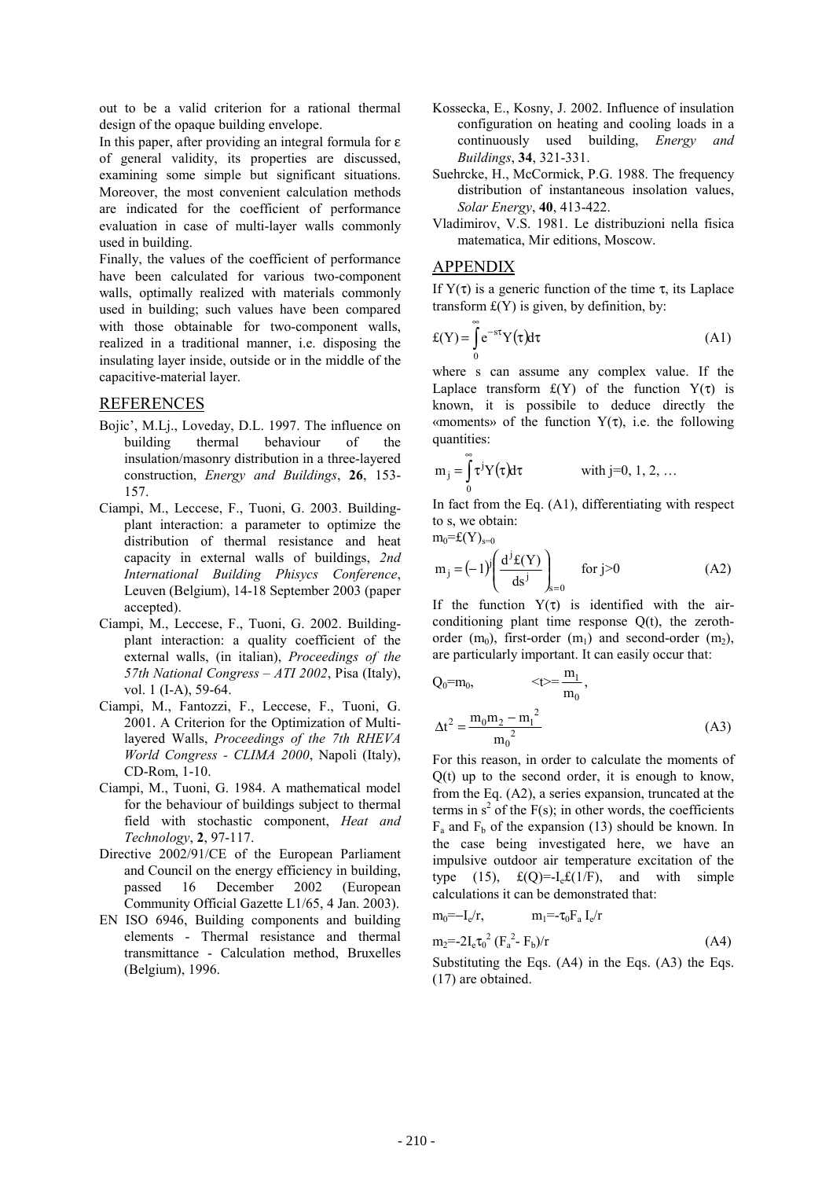out to be a valid criterion for a rational thermal design of the opaque building envelope.

In this paper, after providing an integral formula for ε of general validity, its properties are discussed, examining some simple but significant situations. Moreover, the most convenient calculation methods are indicated for the coefficient of performance evaluation in case of multi-layer walls commonly used in building.

Finally, the values of the coefficient of performance have been calculated for various two-component walls, optimally realized with materials commonly used in building; such values have been compared with those obtainable for two-component walls, realized in a traditional manner, i.e. disposing the insulating layer inside, outside or in the middle of the capacitive-material layer.

## REFERENCES

- Bojic', M.Lj., Loveday, D.L. 1997. The influence on building thermal behaviour of the insulation/masonry distribution in a three-layered construction, *Energy and Buildings*, **26**, 153-157.
- Ciampi, M., Leccese, F., Tuoni, G. 2003. Building-plant interaction: a parameter to optimize the distribution of thermal resistance and heat capacity in external walls of buildings, *2nd International Building Phisycs Conference*, Leuven (Belgium), 14-18 September 2003 (paper accepted).
- Ciampi, M., Leccese, F., Tuoni, G. 2002. Building-plant interaction: a quality coefficient of the external walls, (in italian), *Proceedings of the 57th National Congress – ATI 2002*, Pisa (Italy), vol. 1 (I-A), 59-64.
- Ciampi, M., Fantozzi, F., Leccese, F., Tuoni, G. 2001. A Criterion for the Optimization of Multi-layered Walls, *Proceedings of the 7th RHEVA World Congress - CLIMA 2000*, Napoli (Italy), CD-Rom, 1-10.
- Ciampi, M., Tuoni, G. 1984. A mathematical model for the behaviour of buildings subject to thermal field with stochastic component, *Heat and Technology*, **2**, 97-117.
- Directive 2002/91/CE of the European Parliament and Council on the energy efficiency in building, passed 16 December 2002 (European Community Official Gazette L1/65, 4 Jan. 2003).
- EN ISO 6946, Building components and building elements - Thermal resistance and thermal transmittance - Calculation method, Bruxelles (Belgium), 1996.
- Kossecka, E., Kosny, J. 2002. Influence of insulation configuration on heating and cooling loads in a continuously used building, *Energy and Buildings*, **34**, 321-331.
- Suehrcke, H., McCormick, P.G. 1988. The frequency distribution of instantaneous insolation values, *Solar Energy*, **40**, 413-422.
- Vladimirov, V.S. 1981. Le distribuzioni nella fisica matematica, Mir editions, Moscow.

## APPENDIX

If $Y(\tau)$ is a generic function of the time $\tau$, its Laplace transform $£(Y)$ is given, by definition, by:

$$£(Y) = \int_0^\infty e^{-s\tau} Y(\tau) d\tau \tag{A1}$$

where s can assume any complex value. If the Laplace transform $£(Y)$ of the function $Y(\tau)$ is known, it is possibile to deduce directly the «moments» of the function $Y(\tau)$, i.e. the following quantities:

$$m_j = \int_0^\infty \tau^j Y(\tau) d\tau \qquad \text{with } j=0, 1, 2, \ldots$$

In fact from the Eq. (A1), differentiating with respect to s, we obtain:

$m_0 = £(Y)_{s=0}$

$$m_j = (-1)^j \left( \frac{d^j £(Y)}{ds^j} \right)_{s=0} \qquad \text{for } j>0 \tag{A2}$$

If the function $Y(\tau)$ is identified with the air-conditioning plant time response $Q(t)$, the zeroth-order ($m_0$), first-order ($m_1$) and second-order ($m_2$), are particularly important. It can easily occur that:

$$Q_0 = m_0, \qquad <t> = \frac{m_1}{m_0},$$

$$\Delta t^2 = \frac{m_0 m_2 - m_1^2}{m_0^2} \tag{A3}$$

For this reason, in order to calculate the moments of $Q(t)$ up to the second order, it is enough to know, from the Eq. (A2), a series expansion, truncated at the terms in $s^2$ of the $F(s)$; in other words, the coefficients $F_a$ and $F_b$ of the expansion (13) should be known. In the case being investigated here, we have an impulsive outdoor air temperature excitation of the type (15), $£(Q) = -I_e £(1/F)$, and with simple calculations it can be demonstrated that:

$$m_0 = -I_e/r, \qquad m_1 = -\tau_0 F_a I_e/r$$

$$m_2 = -2 I_e \tau_0^2 (F_a^2 - F_b)/r \tag{A4}$$

Substituting the Eqs. (A4) in the Eqs. (A3) the Eqs. (17) are obtained.